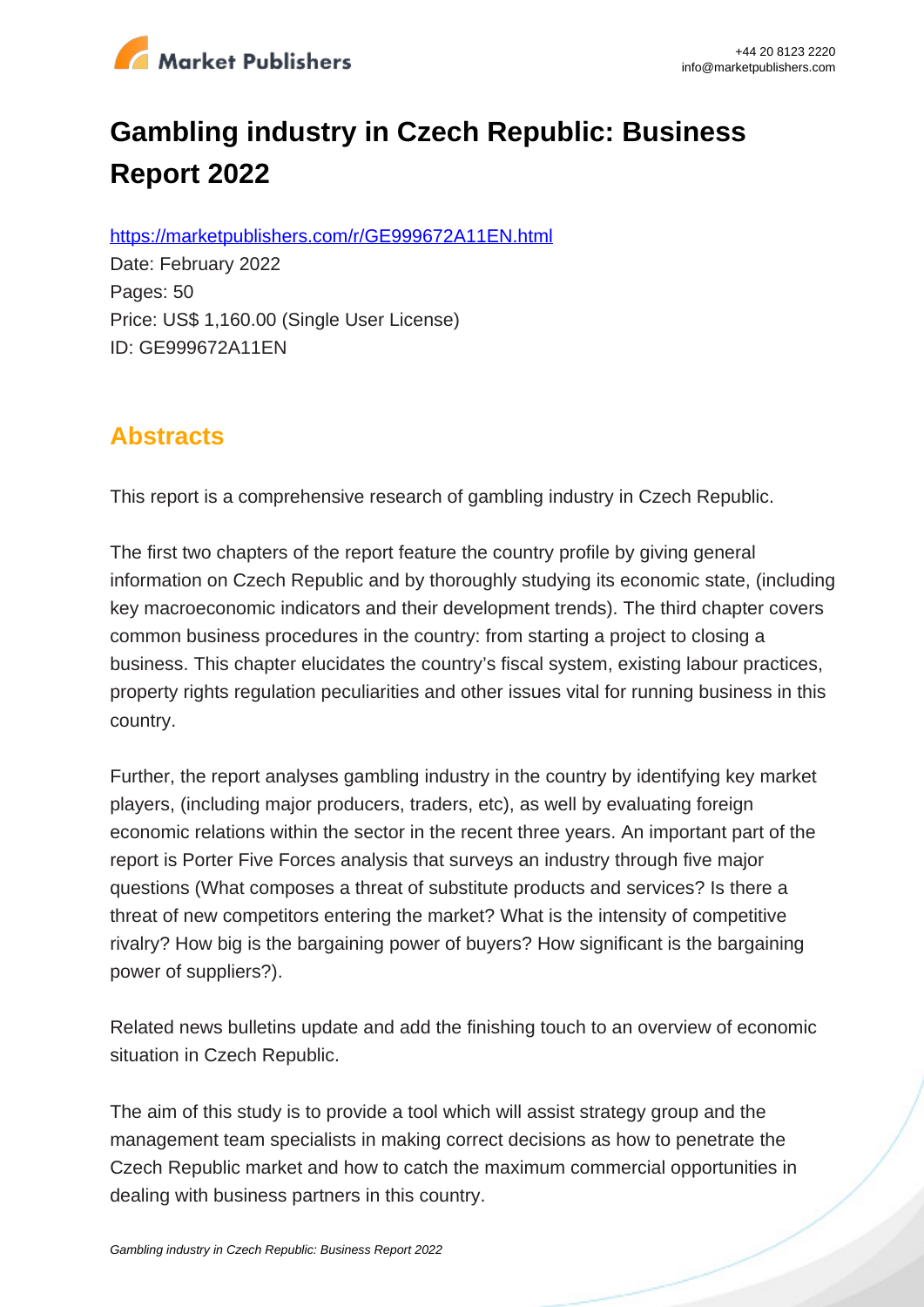# Gambling industry in Czech Republic: Business Report 2022

https://marketpublishers.com/r/GE999672A11EN.html

Date: February 2022

Pages: 50

Price: US$ 1,160.00 (Single User License)

ID: GE999672A11EN

## Abstracts

This report is a comprehensive research of gambling industry in Czech Republic.

The first two chapters of the report feature the country profile by giving general information on Czech Republic and by thoroughly studying its economic state, (including key macroeconomic indicators and their development trends). The third chapter covers common business procedures in the country: from starting a project to closing a business. This chapter elucidates the country's fiscal system, existing labour practices, property rights regulation peculiarities and other issues vital for running business in this country.

Further, the report analyses gambling industry in the country by identifying key market players, (including major producers, traders, etc), as well by evaluating foreign economic relations within the sector in the recent three years. An important part of the report is Porter Five Forces analysis that surveys an industry through five major questions (What composes a threat of substitute products and services? Is there a threat of new competitors entering the market? What is the intensity of competitive rivalry? How big is the bargaining power of buyers? How significant is the bargaining power of suppliers?).

Related news bulletins update and add the finishing touch to an overview of economic situation in Czech Republic.

The aim of this study is to provide a tool which will assist strategy group and the management team specialists in making correct decisions as how to penetrate the Czech Republic market and how to catch the maximum commercial opportunities in dealing with business partners in this country.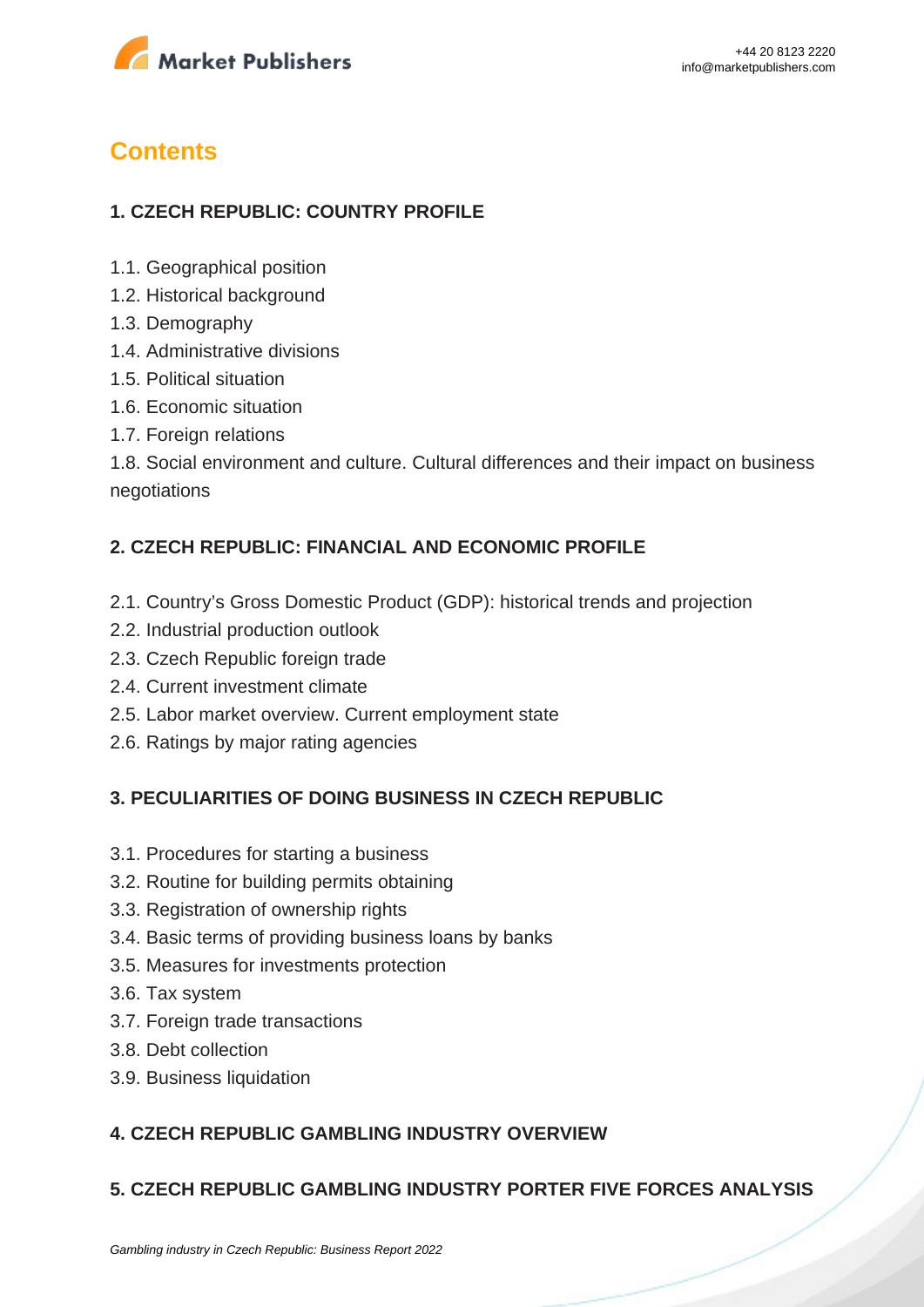# Contents

## 1. CZECH REPUBLIC: COUNTRY PROFILE

1.1. Geographical position
1.2. Historical background
1.3. Demography
1.4. Administrative divisions
1.5. Political situation
1.6. Economic situation
1.7. Foreign relations
1.8. Social environment and culture. Cultural differences and their impact on business negotiations

## 2. CZECH REPUBLIC: FINANCIAL AND ECONOMIC PROFILE

2.1. Country's Gross Domestic Product (GDP): historical trends and projection
2.2. Industrial production outlook
2.3. Czech Republic foreign trade
2.4. Current investment climate
2.5. Labor market overview. Current employment state
2.6. Ratings by major rating agencies

## 3. PECULIARITIES OF DOING BUSINESS IN CZECH REPUBLIC

3.1. Procedures for starting a business
3.2. Routine for building permits obtaining
3.3. Registration of ownership rights
3.4. Basic terms of providing business loans by banks
3.5. Measures for investments protection
3.6. Tax system
3.7. Foreign trade transactions
3.8. Debt collection
3.9. Business liquidation

## 4. CZECH REPUBLIC GAMBLING INDUSTRY OVERVIEW

## 5. CZECH REPUBLIC GAMBLING INDUSTRY PORTER FIVE FORCES ANALYSIS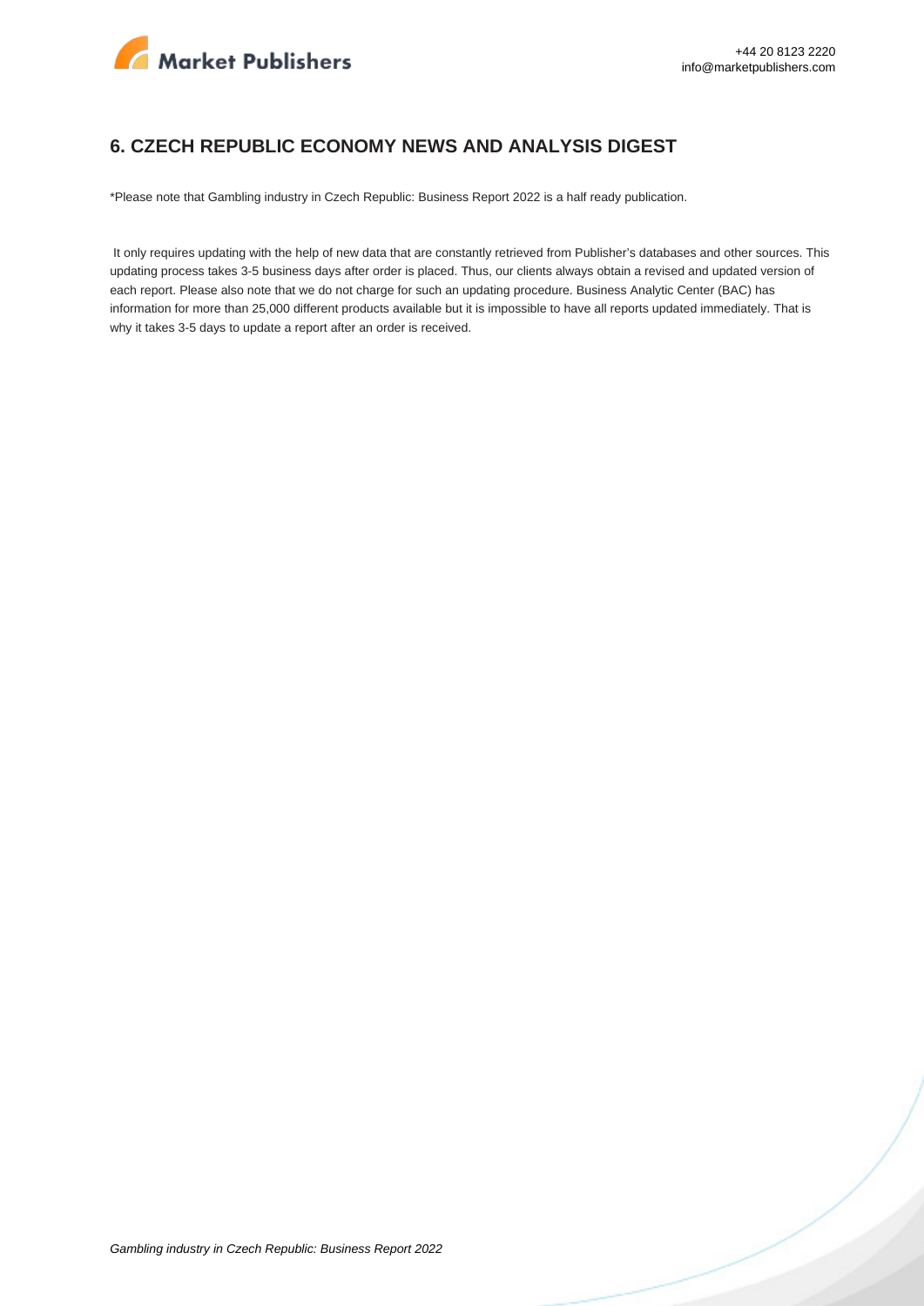## 6. CZECH REPUBLIC ECONOMY NEWS AND ANALYSIS DIGEST

*Please note that Gambling industry in Czech Republic: Business Report 2022 is a half ready publication.

It only requires updating with the help of new data that are constantly retrieved from Publisher's databases and other sources. This updating process takes 3-5 business days after order is placed. Thus, our clients always obtain a revised and updated version of each report. Please also note that we do not charge for such an updating procedure. Business Analytic Center (BAC) has information for more than 25,000 different products available but it is impossible to have all reports updated immediately. That is why it takes 3-5 days to update a report after an order is received.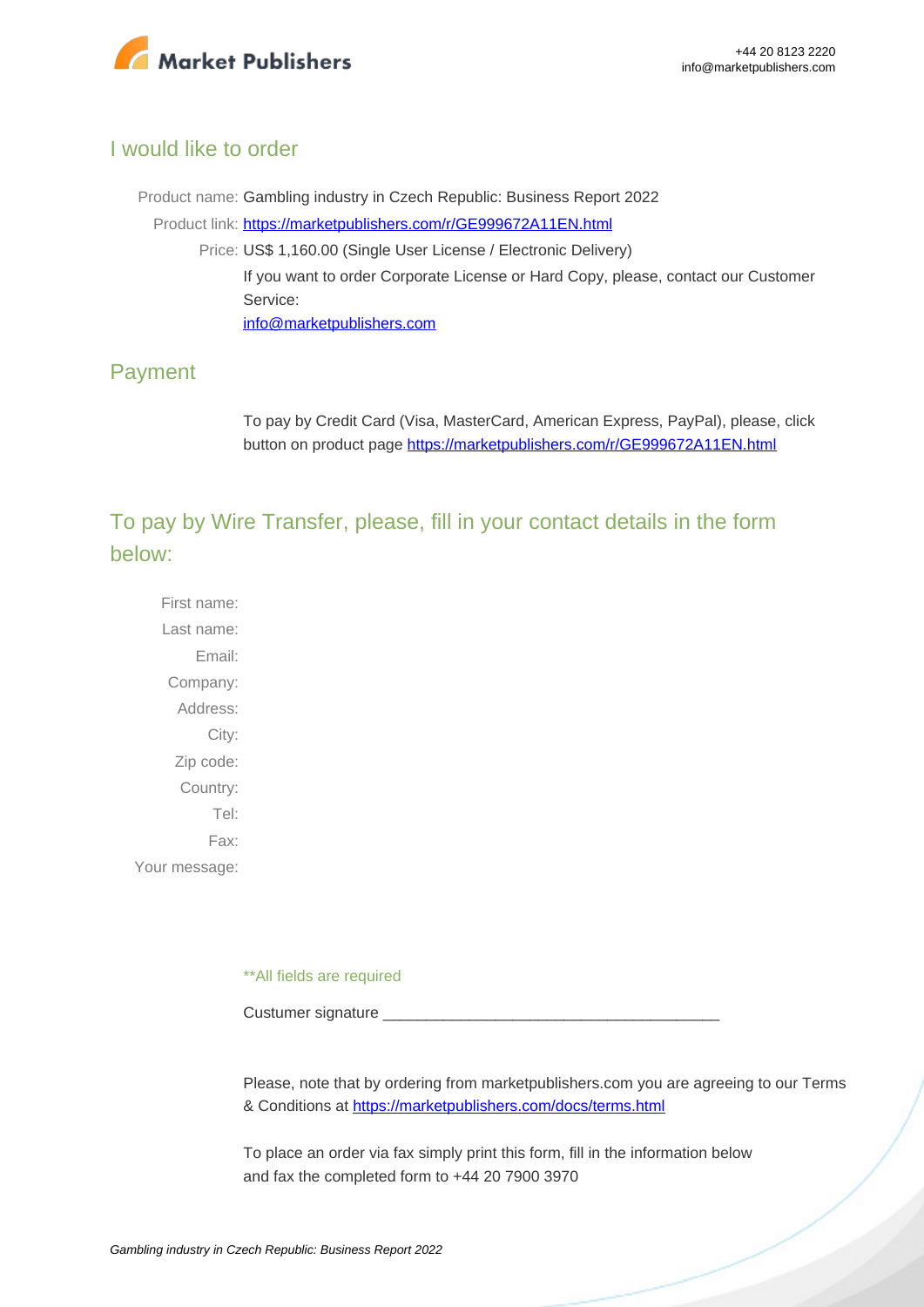## I would like to order

Product name: Gambling industry in Czech Republic: Business Report 2022

Product link: [https://marketpublishers.com/r/GE999672A11EN.html](https://marketpublishers.com/r/GE999672A11EN.html)

Price: US$ 1,160.00 (Single User License / Electronic Delivery)

If you want to order Corporate License or Hard Copy, please, contact our Customer Service:

[info@marketpublishers.com](mailto:info@marketpublishers.com)

## Payment

To pay by Credit Card (Visa, MasterCard, American Express, PayPal), please, click button on product page [https://marketpublishers.com/r/GE999672A11EN.html](https://marketpublishers.com/r/GE999672A11EN.html)

## To pay by Wire Transfer, please, fill in your contact details in the form below:

First name:

Last name:

Email:

Company:

Address:

City:

Zip code:

Country:

Tel:

Fax:

Your message:

**All fields are required

Custumer signature _______________________________________

Please, note that by ordering from marketpublishers.com you are agreeing to our Terms & Conditions at [https://marketpublishers.com/docs/terms.html](https://marketpublishers.com/docs/terms.html)

To place an order via fax simply print this form, fill in the information below and fax the completed form to +44 20 7900 3970